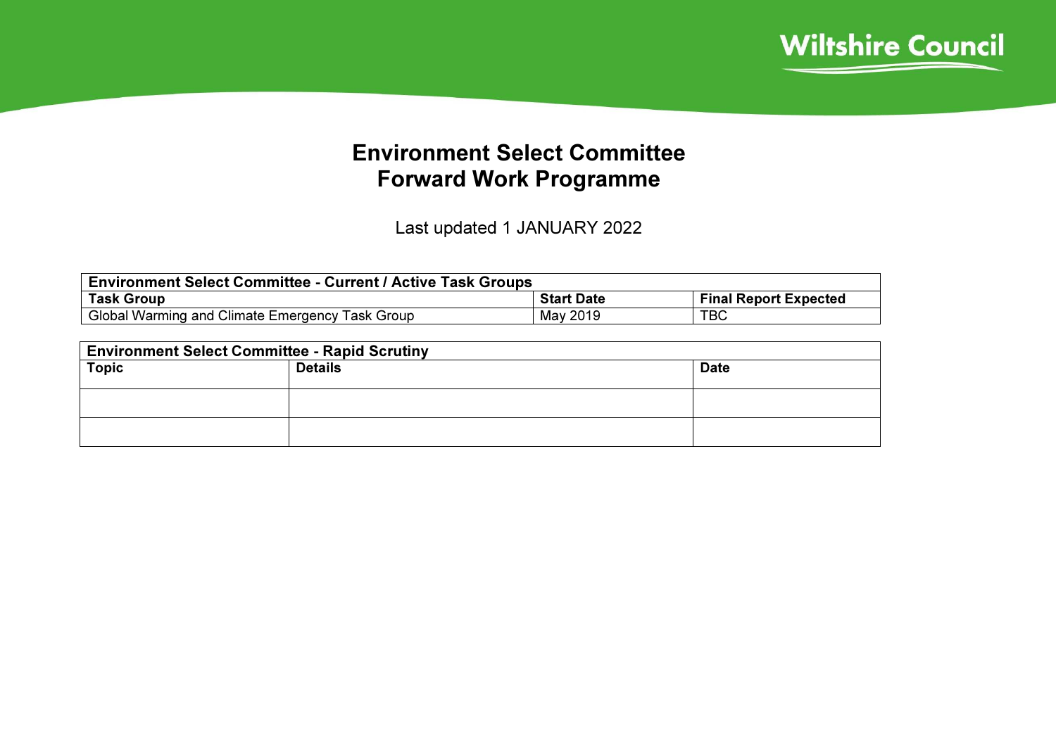Wiltshire Council

# Environment Select Committee
# Forward Work Programme

Last updated 1 JANUARY 2022

| Environment Select Committee - Current / Active Task Groups | | |
|---|---|---|
| **Task Group** | **Start Date** | **Final Report Expected** |
| Global Warming and Climate Emergency Task Group | May 2019 | TBC |

| Environment Select Committee - Rapid Scrutiny | | |
|---|---|---|
| **Topic** | **Details** | **Date** |
| | | |
| | | |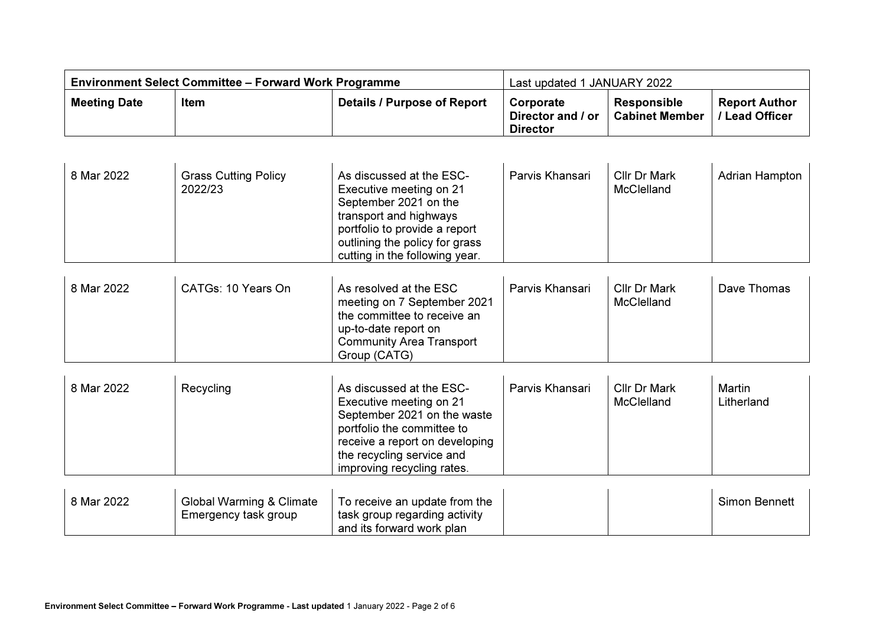| Environment Select Committee – Forward Work Programme | | | Last updated 1 JANUARY 2022 | | |
|---|---|---|---|---|---|
| **Meeting Date** | **Item** | **Details / Purpose of Report** | **Corporate Director and / or Director** | **Responsible Cabinet Member** | **Report Author / Lead Officer** |
| 8 Mar 2022 | Grass Cutting Policy 2022/23 | As discussed at the ESC-Executive meeting on 21 September 2021 on the transport and highways portfolio to provide a report outlining the policy for grass cutting in the following year. | Parvis Khansari | Cllr Dr Mark McClelland | Adrian Hampton |
| 8 Mar 2022 | CATGs: 10 Years On | As resolved at the ESC meeting on 7 September 2021 the committee to receive an up-to-date report on Community Area Transport Group (CATG) | Parvis Khansari | Cllr Dr Mark McClelland | Dave Thomas |
| 8 Mar 2022 | Recycling | As discussed at the ESC-Executive meeting on 21 September 2021 on the waste portfolio the committee to receive a report on developing the recycling service and improving recycling rates. | Parvis Khansari | Cllr Dr Mark McClelland | Martin Litherland |
| 8 Mar 2022 | Global Warming & Climate Emergency task group | To receive an update from the task group regarding activity and its forward work plan | | | Simon Bennett |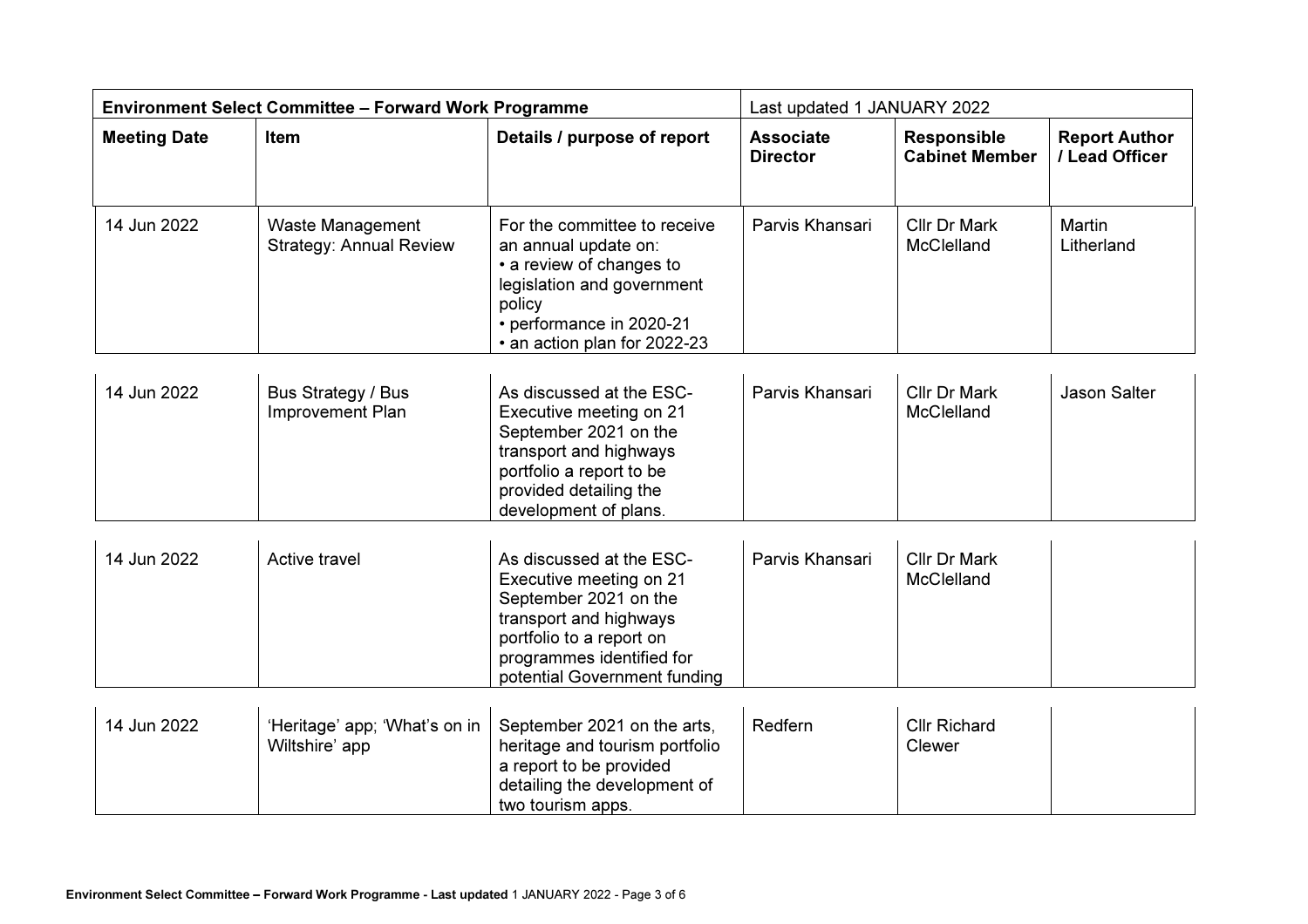| Environment Select Committee – Forward Work Programme | | | Last updated 1 JANUARY 2022 | | |
|---|---|---|---|---|---|
| **Meeting Date** | **Item** | **Details / purpose of report** | **Associate Director** | **Responsible Cabinet Member** | **Report Author / Lead Officer** |
| 14 Jun 2022 | Waste Management Strategy: Annual Review | For the committee to receive an annual update on:<br>• a review of changes to legislation and government policy<br>• performance in 2020-21<br>• an action plan for 2022-23 | Parvis Khansari | Cllr Dr Mark McClelland | Martin Litherland |
| 14 Jun 2022 | Bus Strategy / Bus Improvement Plan | As discussed at the ESC-Executive meeting on 21 September 2021 on the transport and highways portfolio a report to be provided detailing the development of plans. | Parvis Khansari | Cllr Dr Mark McClelland | Jason Salter |
| 14 Jun 2022 | Active travel | As discussed at the ESC-Executive meeting on 21 September 2021 on the transport and highways portfolio to a report on programmes identified for potential Government funding | Parvis Khansari | Cllr Dr Mark McClelland | |
| 14 Jun 2022 | 'Heritage' app; 'What's on in Wiltshire' app | September 2021 on the arts, heritage and tourism portfolio a report to be provided detailing the development of two tourism apps. | Redfern | Cllr Richard Clewer | |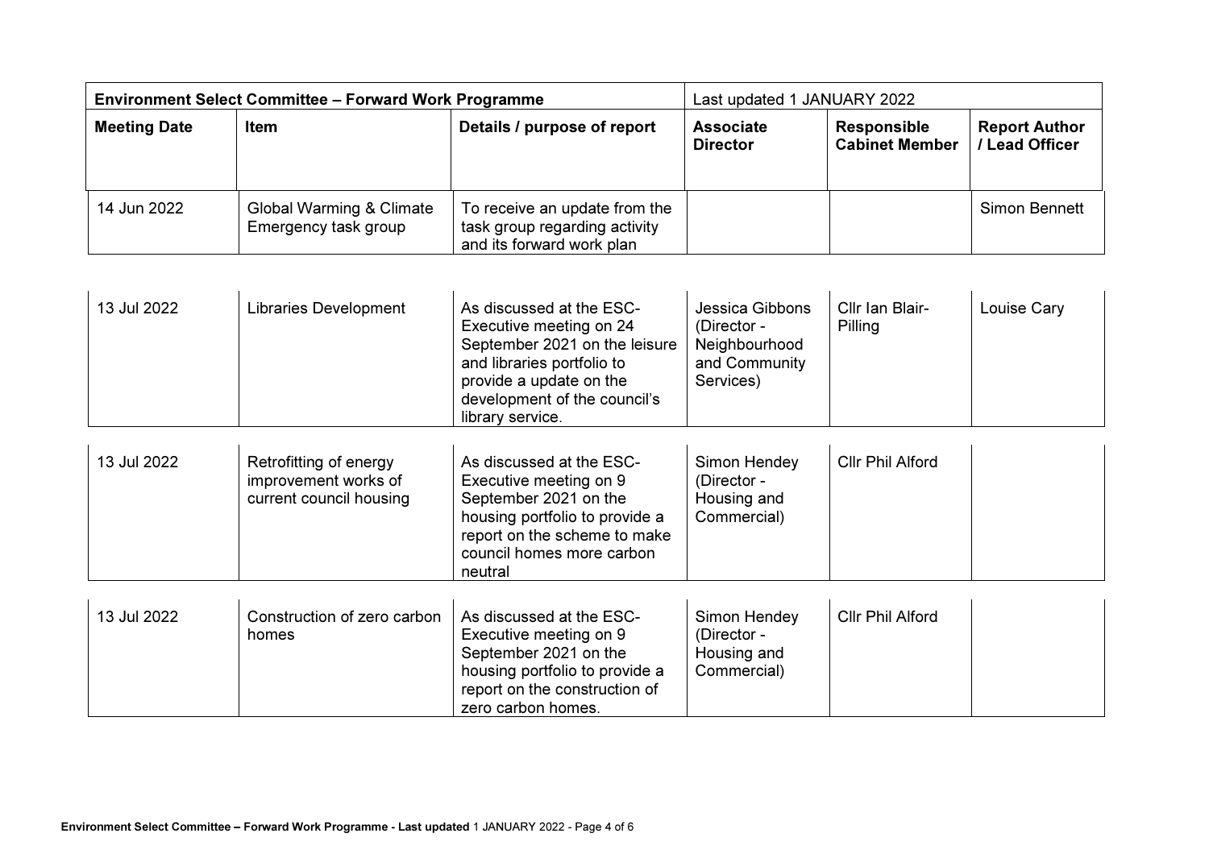| Environment Select Committee – Forward Work Programme | | | Last updated 1 JANUARY 2022 | | |
|---|---|---|---|---|---|
| **Meeting Date** | **Item** | **Details / purpose of report** | **Associate Director** | **Responsible Cabinet Member** | **Report Author / Lead Officer** |
| 14 Jun 2022 | Global Warming & Climate Emergency task group | To receive an update from the task group regarding activity and its forward work plan | | | Simon Bennett |
| 13 Jul 2022 | Libraries Development | As discussed at the ESC-Executive meeting on 24 September 2021 on the leisure and libraries portfolio to provide a update on the development of the council's library service. | Jessica Gibbons (Director - Neighbourhood and Community Services) | Cllr Ian Blair-Pilling | Louise Cary |
| 13 Jul 2022 | Retrofitting of energy improvement works of current council housing | As discussed at the ESC-Executive meeting on 9 September 2021 on the housing portfolio to provide a report on the scheme to make council homes more carbon neutral | Simon Hendey (Director - Housing and Commercial) | Cllr Phil Alford | |
| 13 Jul 2022 | Construction of zero carbon homes | As discussed at the ESC-Executive meeting on 9 September 2021 on the housing portfolio to provide a report on the construction of zero carbon homes. | Simon Hendey (Director - Housing and Commercial) | Cllr Phil Alford | |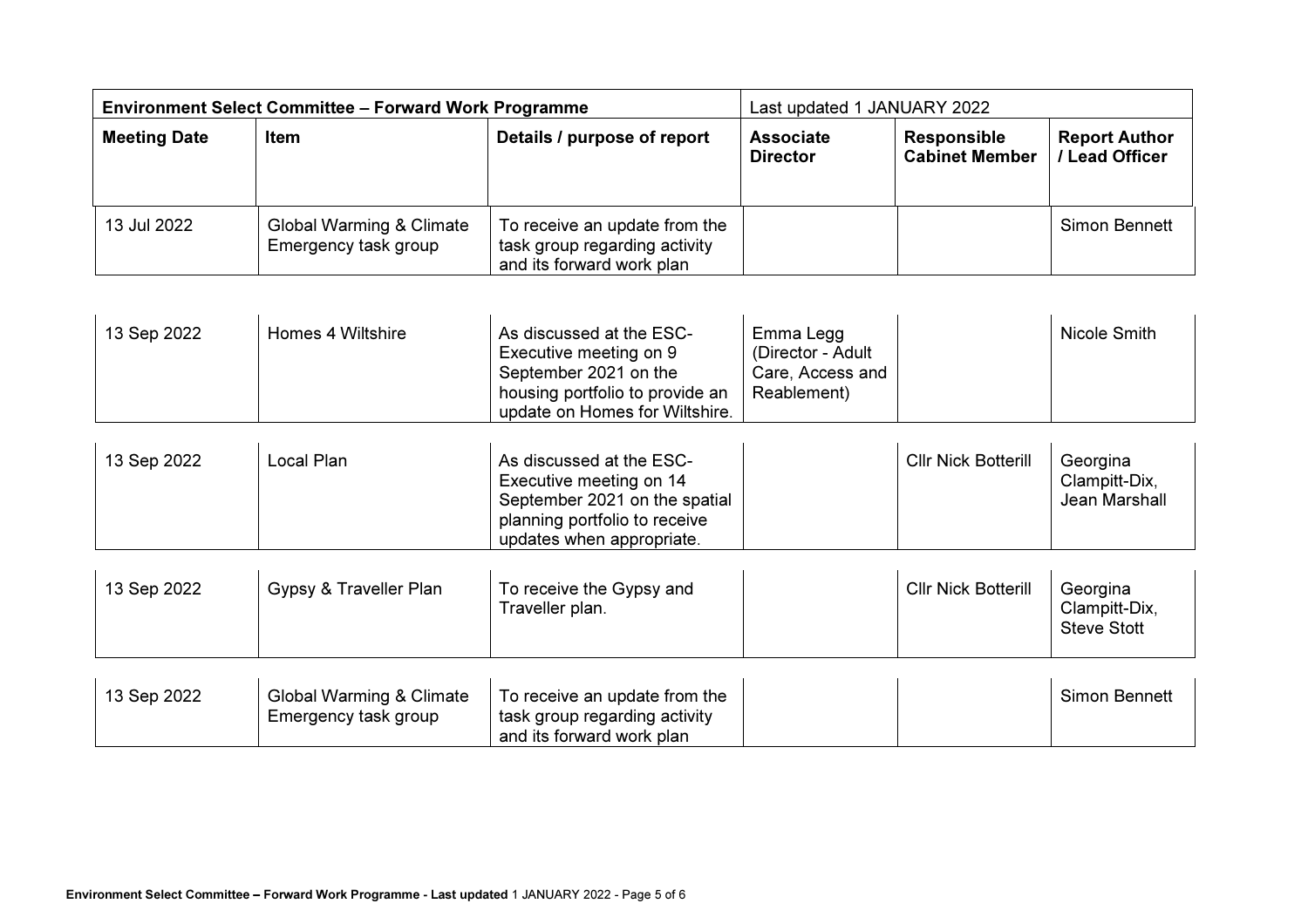| Environment Select Committee – Forward Work Programme | | | Last updated 1 JANUARY 2022 | | |
|---|---|---|---|---|---|
| **Meeting Date** | **Item** | **Details / purpose of report** | **Associate Director** | **Responsible Cabinet Member** | **Report Author / Lead Officer** |
| 13 Jul 2022 | Global Warming & Climate Emergency task group | To receive an update from the task group regarding activity and its forward work plan | | | Simon Bennett |
| 13 Sep 2022 | Homes 4 Wiltshire | As discussed at the ESC-Executive meeting on 9 September 2021 on the housing portfolio to provide an update on Homes for Wiltshire. | Emma Legg (Director - Adult Care, Access and Reablement) | | Nicole Smith |
| 13 Sep 2022 | Local Plan | As discussed at the ESC-Executive meeting on 14 September 2021 on the spatial planning portfolio to receive updates when appropriate. | | Cllr Nick Botterill | Georgina Clampitt-Dix, Jean Marshall |
| 13 Sep 2022 | Gypsy & Traveller Plan | To receive the Gypsy and Traveller plan. | | Cllr Nick Botterill | Georgina Clampitt-Dix, Steve Stott |
| 13 Sep 2022 | Global Warming & Climate Emergency task group | To receive an update from the task group regarding activity and its forward work plan | | | Simon Bennett |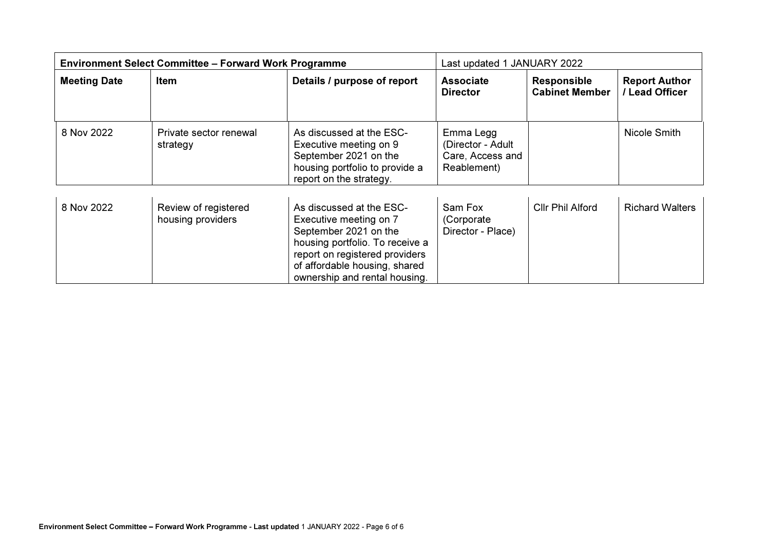| Environment Select Committee – Forward Work Programme | | | Last updated 1 JANUARY 2022 | | |
|---|---|---|---|---|---|
| **Meeting Date** | **Item** | **Details / purpose of report** | **Associate Director** | **Responsible Cabinet Member** | **Report Author / Lead Officer** |
| 8 Nov 2022 | Private sector renewal strategy | As discussed at the ESC-Executive meeting on 9 September 2021 on the housing portfolio to provide a report on the strategy. | Emma Legg (Director - Adult Care, Access and Reablement) | | Nicole Smith |
| 8 Nov 2022 | Review of registered housing providers | As discussed at the ESC-Executive meeting on 7 September 2021 on the housing portfolio. To receive a report on registered providers of affordable housing, shared ownership and rental housing. | Sam Fox (Corporate Director - Place) | Cllr Phil Alford | Richard Walters |